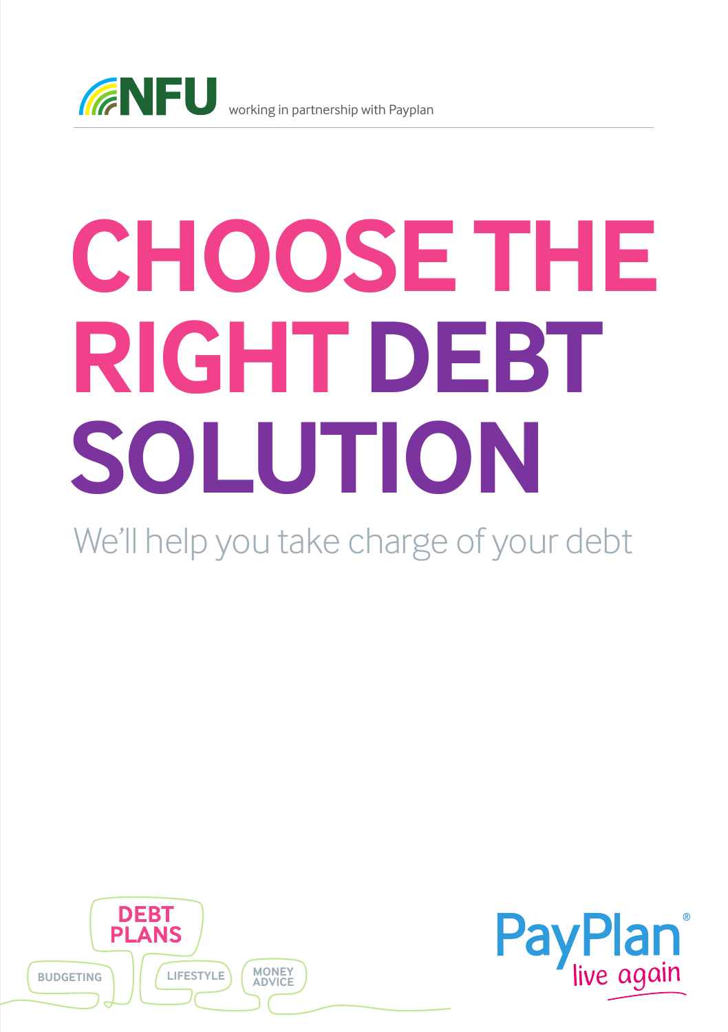NFU working in partnership with Payplan

# CHOOSE THE RIGHT DEBT SOLUTION

We'll help you take charge of your debt

DEBT PLANS

BUDGETING

LIFESTYLE

MONEY ADVICE

PayPlan® live again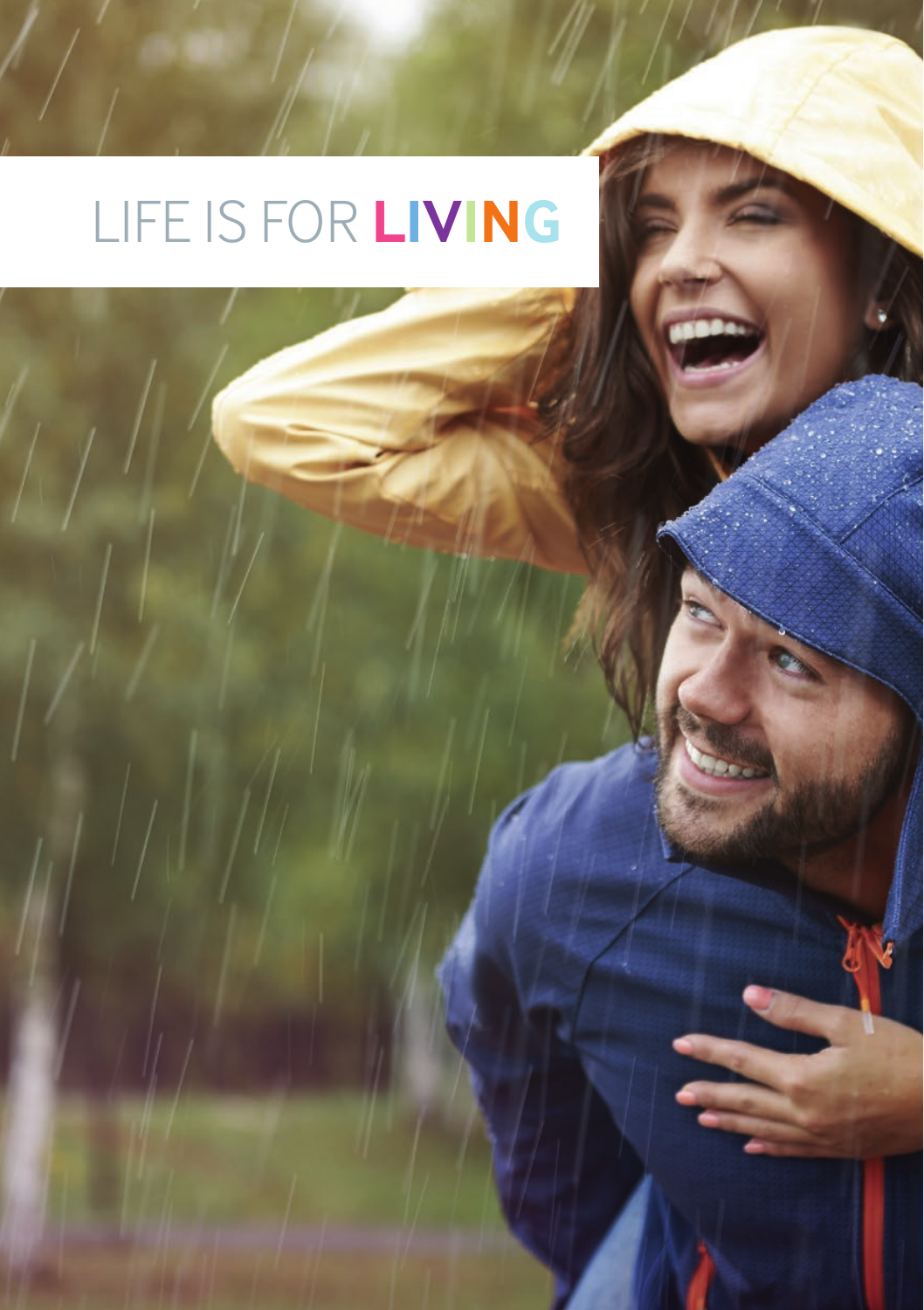# LIFE IS FOR **LIVING**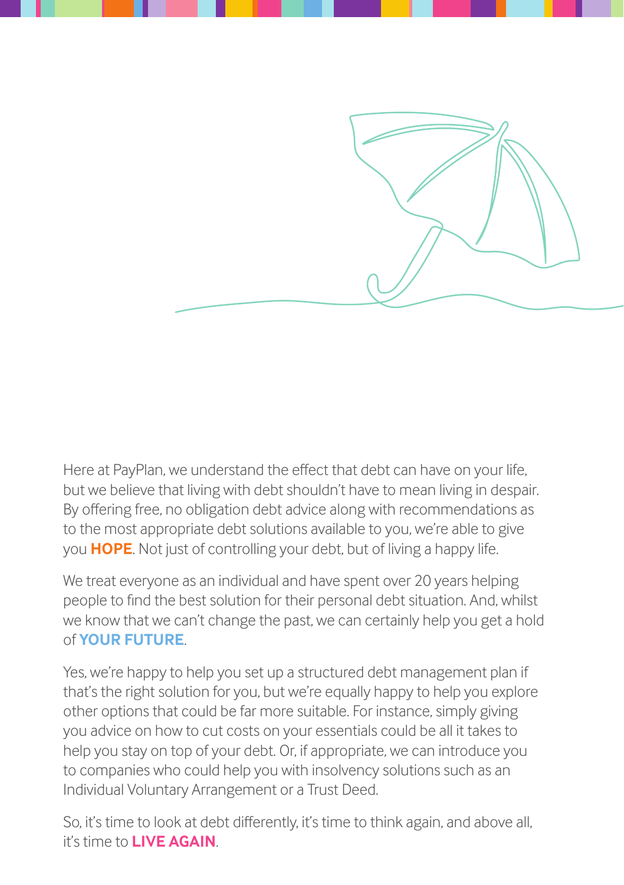Here at PayPlan, we understand the effect that debt can have on your life, but we believe that living with debt shouldn't have to mean living in despair. By offering free, no obligation debt advice along with recommendations as to the most appropriate debt solutions available to you, we're able to give you **HOPE**. Not just of controlling your debt, but of living a happy life.

We treat everyone as an individual and have spent over 20 years helping people to find the best solution for their personal debt situation. And, whilst we know that we can't change the past, we can certainly help you get a hold of **YOUR FUTURE**.

Yes, we're happy to help you set up a structured debt management plan if that's the right solution for you, but we're equally happy to help you explore other options that could be far more suitable. For instance, simply giving you advice on how to cut costs on your essentials could be all it takes to help you stay on top of your debt. Or, if appropriate, we can introduce you to companies who could help you with insolvency solutions such as an Individual Voluntary Arrangement or a Trust Deed.

So, it's time to look at debt differently, it's time to think again, and above all, it's time to **LIVE AGAIN**.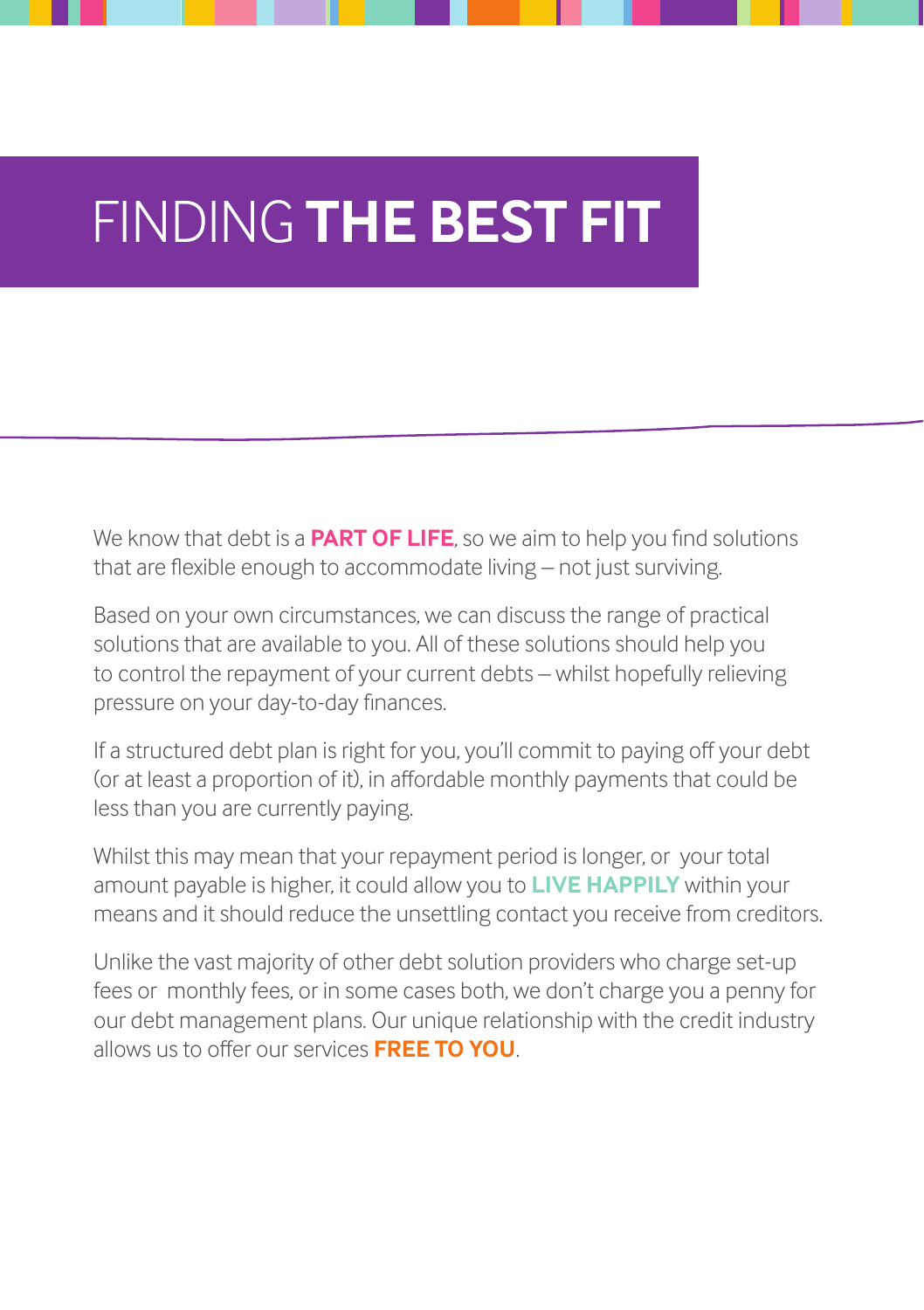# FINDING **THE BEST FIT**

We know that debt is a **PART OF LIFE**, so we aim to help you find solutions that are flexible enough to accommodate living – not just surviving.

Based on your own circumstances, we can discuss the range of practical solutions that are available to you. All of these solutions should help you to control the repayment of your current debts – whilst hopefully relieving pressure on your day-to-day finances.

If a structured debt plan is right for you, you'll commit to paying off your debt (or at least a proportion of it), in affordable monthly payments that could be less than you are currently paying.

Whilst this may mean that your repayment period is longer, or your total amount payable is higher, it could allow you to **LIVE HAPPILY** within your means and it should reduce the unsettling contact you receive from creditors.

Unlike the vast majority of other debt solution providers who charge set-up fees or monthly fees, or in some cases both, we don't charge you a penny for our debt management plans. Our unique relationship with the credit industry allows us to offer our services **FREE TO YOU**.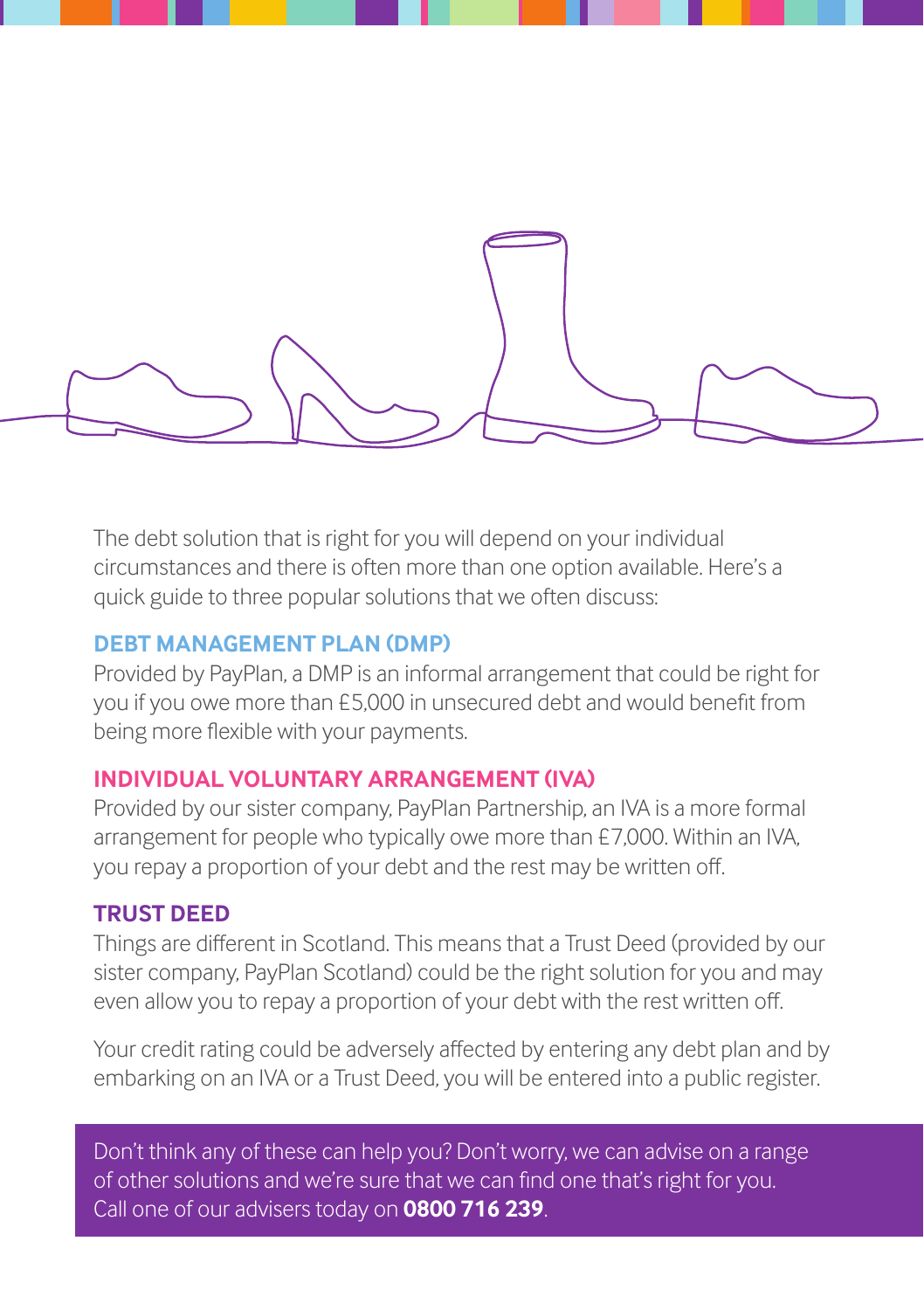The debt solution that is right for you will depend on your individual circumstances and there is often more than one option available. Here's a quick guide to three popular solutions that we often discuss:

## DEBT MANAGEMENT PLAN (DMP)

Provided by PayPlan, a DMP is an informal arrangement that could be right for you if you owe more than £5,000 in unsecured debt and would benefit from being more flexible with your payments.

## INDIVIDUAL VOLUNTARY ARRANGEMENT (IVA)

Provided by our sister company, PayPlan Partnership, an IVA is a more formal arrangement for people who typically owe more than £7,000. Within an IVA, you repay a proportion of your debt and the rest may be written off.

## TRUST DEED

Things are different in Scotland. This means that a Trust Deed (provided by our sister company, PayPlan Scotland) could be the right solution for you and may even allow you to repay a proportion of your debt with the rest written off.

Your credit rating could be adversely affected by entering any debt plan and by embarking on an IVA or a Trust Deed, you will be entered into a public register.

Don't think any of these can help you? Don't worry, we can advise on a range of other solutions and we're sure that we can find one that's right for you. Call one of our advisers today on **0800 716 239**.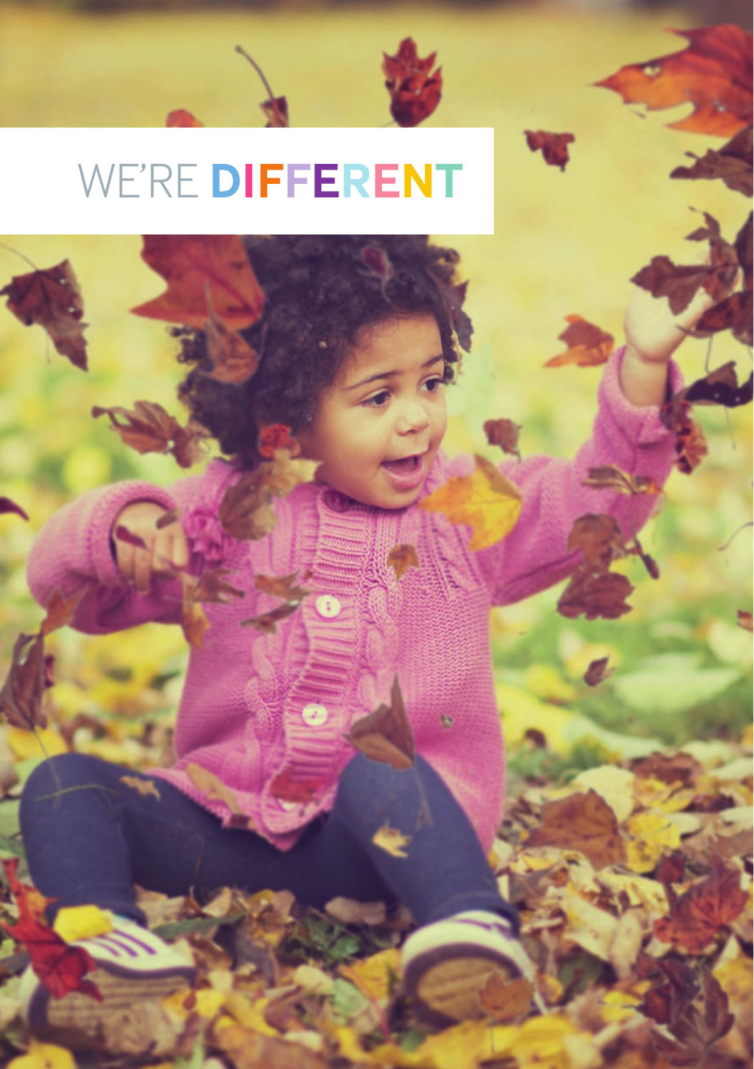# WE'RE **DIFFERENT**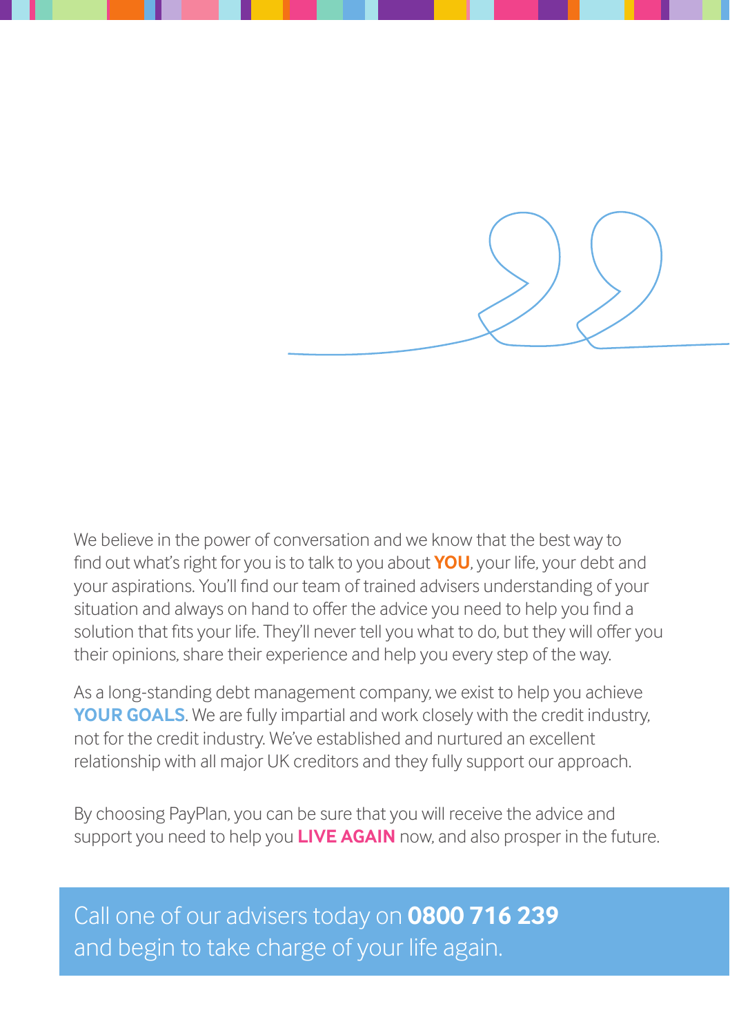We believe in the power of conversation and we know that the best way to find out what's right for you is to talk to you about **YOU**, your life, your debt and your aspirations. You'll find our team of trained advisers understanding of your situation and always on hand to offer the advice you need to help you find a solution that fits your life. They'll never tell you what to do, but they will offer you their opinions, share their experience and help you every step of the way.

As a long-standing debt management company, we exist to help you achieve **YOUR GOALS**. We are fully impartial and work closely with the credit industry, not for the credit industry. We've established and nurtured an excellent relationship with all major UK creditors and they fully support our approach.

By choosing PayPlan, you can be sure that you will receive the advice and support you need to help you **LIVE AGAIN** now, and also prosper in the future.

Call one of our advisers today on **0800 716 239** and begin to take charge of your life again.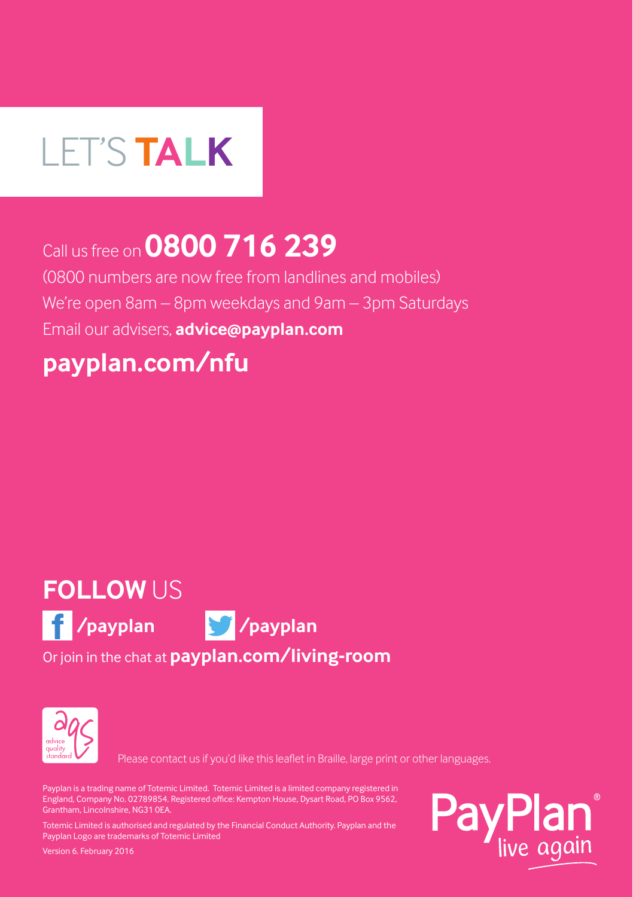# LET'S **TALK**

Call us free on **0800 716 239**

(0800 numbers are now free from landlines and mobiles)

We're open 8am – 8pm weekdays and 9am – 3pm Saturdays

Email our advisers, **advice@payplan.com**

**payplan.com/nfu**

## **FOLLOW** US

**/payplan** **/payplan**

Or join in the chat at **payplan.com/living-room**

aqs advice quality standard

Please contact us if you'd like this leaflet in Braille, large print or other languages.

Payplan is a trading name of Totemic Limited. Totemic Limited is a limited company registered in England, Company No. 02789854. Registered office: Kempton House, Dysart Road, PO Box 9562, Grantham, Lincolnshire, NG31 0EA.

Totemic Limited is authorised and regulated by the Financial Conduct Authority. Payplan and the Payplan Logo are trademarks of Totemic Limited

Version 6. February 2016

PayPlan® live again